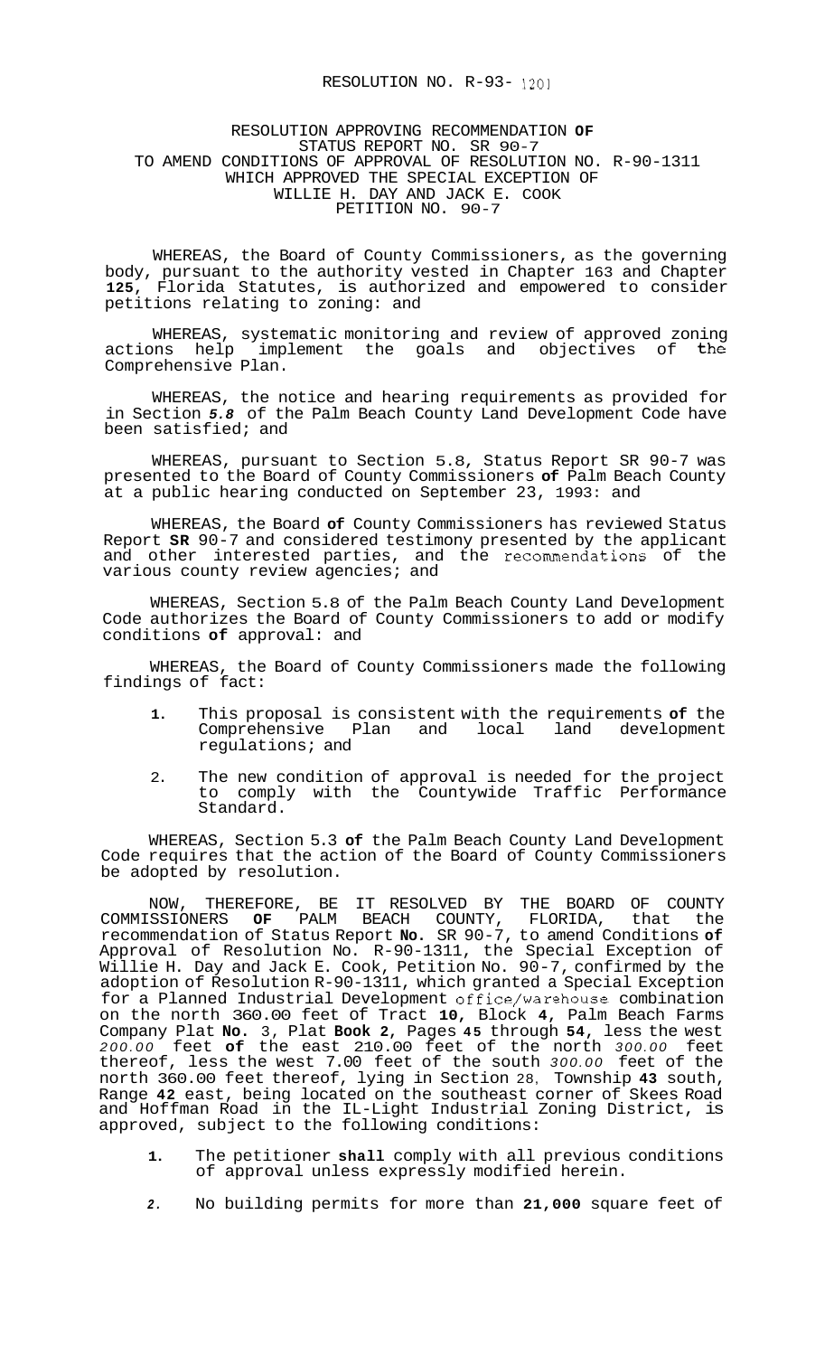RESOLUTION NO. R-93- 1201

RESOLUTION APPROVING RECOMMENDATION OF STATUS REPORT NO. SR 90-7 TO AMEND CONDITIONS OF APPROVAL OF RESOLUTION NO. R-90-1311 WHICH APPROVED THE SPECIAL EXCEPTION OF WILLIE H. DAY AND JACK E. COOK PETITION NO. 90-7

WHEREAS, the Board of County Commissioners, as the governing body, pursuant to the authority vested in Chapter 163 and Chapter 125, Florida Statutes, is authorized and empowered to consider petitions relating to zoning: and

WHEREAS, systematic monitoring and review of approved zoning actions help implement the goals and objectives of the Comprehensive Plan.

WHEREAS, the notice and hearing requirements as provided for in Section 5.8 of the Palm Beach County Land Development Code have been satisfied; and

WHEREAS, pursuant to Section 5.8, Status Report SR 90-7 was presented to the Board of County Commissioners of Palm Beach County at a public hearing conducted on September 23, 1993: and

WHEREAS, the Board of County Commissioners has reviewed Status Report SR 90-7 and considered testimony presented by the applicant and other interested parties, and the recommendations of the various county review agencies; and

WHEREAS, Section 5.8 of the Palm Beach County Land Development Code authorizes the Board of County Commissioners to add or modify conditions of approval: and

WHEREAS, the Board of County Commissioners made the following findings of fact:

1. This proposal is consistent with the requirements of the Comprehensive Plan and local land development regulations; and
2. The new condition of approval is needed for the project to comply with the Countywide Traffic Performance Standard.

WHEREAS, Section 5.3 of the Palm Beach County Land Development Code requires that the action of the Board of County Commissioners be adopted by resolution.

NOW, THEREFORE, BE IT RESOLVED BY THE BOARD OF COUNTY COMMISSIONERS OF PALM BEACH COUNTY, FLORIDA, that the recommendation of Status Report No. SR 90-7, to amend Conditions of Approval of Resolution No. R-90-1311, the Special Exception of Willie H. Day and Jack E. Cook, Petition No. 90-7, confirmed by the adoption of Resolution R-90-1311, which granted a Special Exception for a Planned Industrial Development office/warehouse combination on the north 360.00 feet of Tract 10, Block 4, Palm Beach Farms Company Plat No. 3, Plat Book 2, Pages 45 through 54, less the west 200.00 feet of the east 210.00 feet of the north 300.00 feet thereof, less the west 7.00 feet of the south 300.00 feet of the north 360.00 feet thereof, lying in Section 28, Township 43 south, Range 42 east, being located on the southeast corner of Skees Road and Hoffman Road in the IL-Light Industrial Zoning District, is approved, subject to the following conditions:

1. The petitioner shall comply with all previous conditions of approval unless expressly modified herein.
2. No building permits for more than 21,000 square feet of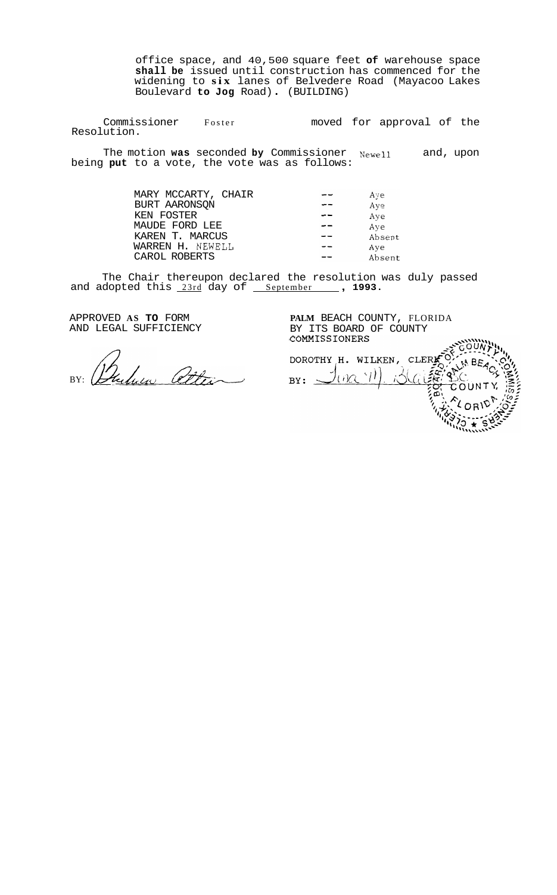office space, and 40,500 square feet **of** warehouse space **shall be** issued until construction has commenced for the widening to **six** lanes of Belvedere Road (Mayacoo Lakes Boulevard **to Jog** Road)**.** (BUILDING)

Commissioner Foster moved for approval of the Resolution.

The motion **was** seconded **by** Commissioner Newell and, upon being **put** to a vote, the vote was as follows:

| | | |
|---|---|---|
| MARY MCCARTY, CHAIR | -- | Aye |
| BURT AARONSQN | -- | Aye |
| KEN FOSTER | -- | Aye |
| MAUDE FORD LEE | -- | Aye |
| KAREN T. MARCUS | -- | Absent |
| WARREN H. NEWELL | -- | Aye |
| CAROL ROBERTS | -- | Absent |

The Chair thereupon declared the resolution was duly passed and adopted this 23rd day of September **, 1993**.

APPROVED AS **TO** FORM
AND LEGAL SUFFICIENCY

BY: Barbara Alterman

**PALM** BEACH COUNTY, FLORIDA
BY ITS BOARD OF COUNTY
COMMISSIONERS

DOROTHY H. WILKEN, CLERK

BY: Jina M. Blair